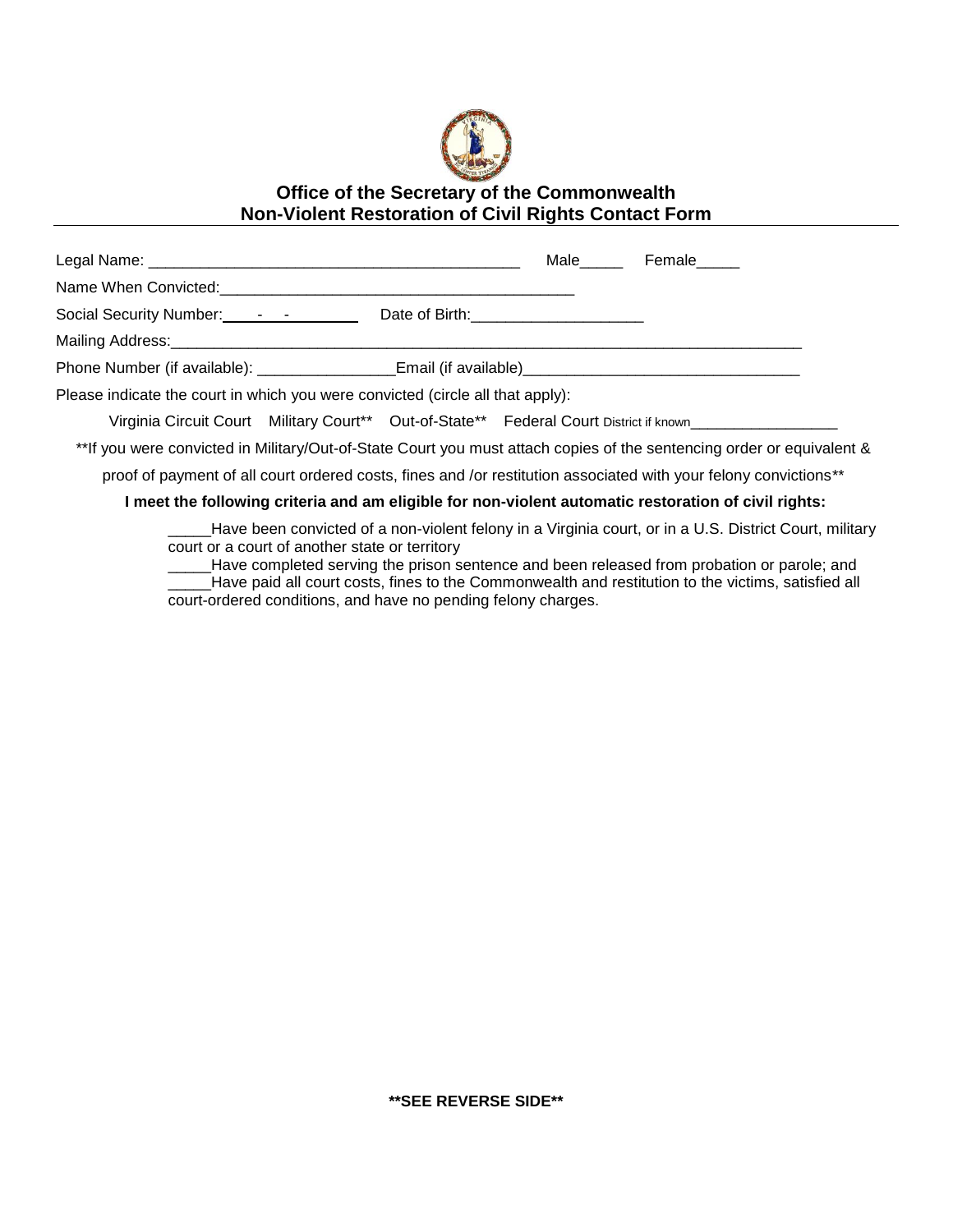**Office of the Secretary of the Commonwealth**
**Non-Violent Restoration of Civil Rights Contact Form**

---

Legal Name: ____________________________________________ Male_____ Female_____

Name When Convicted:_________________________________________

Social Security Number: ____-___-________ Date of Birth:____________________

Mailing Address:_______________________________________________________________________________

Phone Number (if available): ________________Email (if available)________________________________

Please indicate the court in which you were convicted (circle all that apply):

Virginia Circuit Court Military Court** Out-of-State** Federal Court District if known_________________

**If you were convicted in Military/Out-of-State Court you must attach copies of the sentencing order or equivalent & proof of payment of all court ordered costs, fines and /or restitution associated with your felony convictions**

**I meet the following criteria and am eligible for non-violent automatic restoration of civil rights:**

_____Have been convicted of a non-violent felony in a Virginia court, or in a U.S. District Court, military court or a court of another state or territory

_____Have completed serving the prison sentence and been released from probation or parole; and

_____Have paid all court costs, fines to the Commonwealth and restitution to the victims, satisfied all court-ordered conditions, and have no pending felony charges.

**SEE REVERSE SIDE**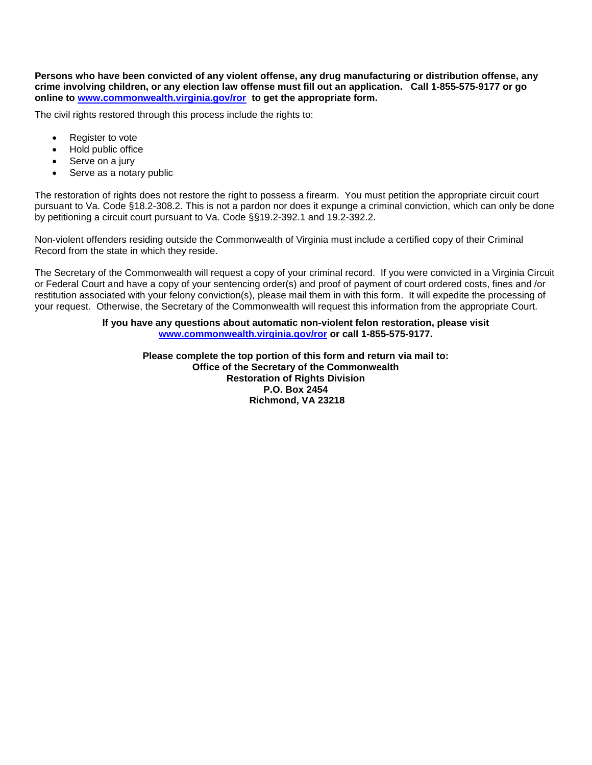**Persons who have been convicted of any violent offense, any drug manufacturing or distribution offense, any crime involving children, or any election law offense must fill out an application. Call 1-855-575-9177 or go online to [www.commonwealth.virginia.gov/ror](http://www.commonwealth.virginia.gov/ror) to get the appropriate form.**

The civil rights restored through this process include the rights to:

- Register to vote
- Hold public office
- Serve on a jury
- Serve as a notary public

The restoration of rights does not restore the right to possess a firearm. You must petition the appropriate circuit court pursuant to Va. Code §18.2-308.2. This is not a pardon nor does it expunge a criminal conviction, which can only be done by petitioning a circuit court pursuant to Va. Code §§19.2-392.1 and 19.2-392.2.

Non-violent offenders residing outside the Commonwealth of Virginia must include a certified copy of their Criminal Record from the state in which they reside.

The Secretary of the Commonwealth will request a copy of your criminal record. If you were convicted in a Virginia Circuit or Federal Court and have a copy of your sentencing order(s) and proof of payment of court ordered costs, fines and /or restitution associated with your felony conviction(s), please mail them in with this form. It will expedite the processing of your request. Otherwise, the Secretary of the Commonwealth will request this information from the appropriate Court.

**If you have any questions about automatic non-violent felon restoration, please visit [www.commonwealth.virginia.gov/ror](http://www.commonwealth.virginia.gov/ror) or call 1-855-575-9177.**

**Please complete the top portion of this form and return via mail to:**
**Office of the Secretary of the Commonwealth**
**Restoration of Rights Division**
**P.O. Box 2454**
**Richmond, VA 23218**